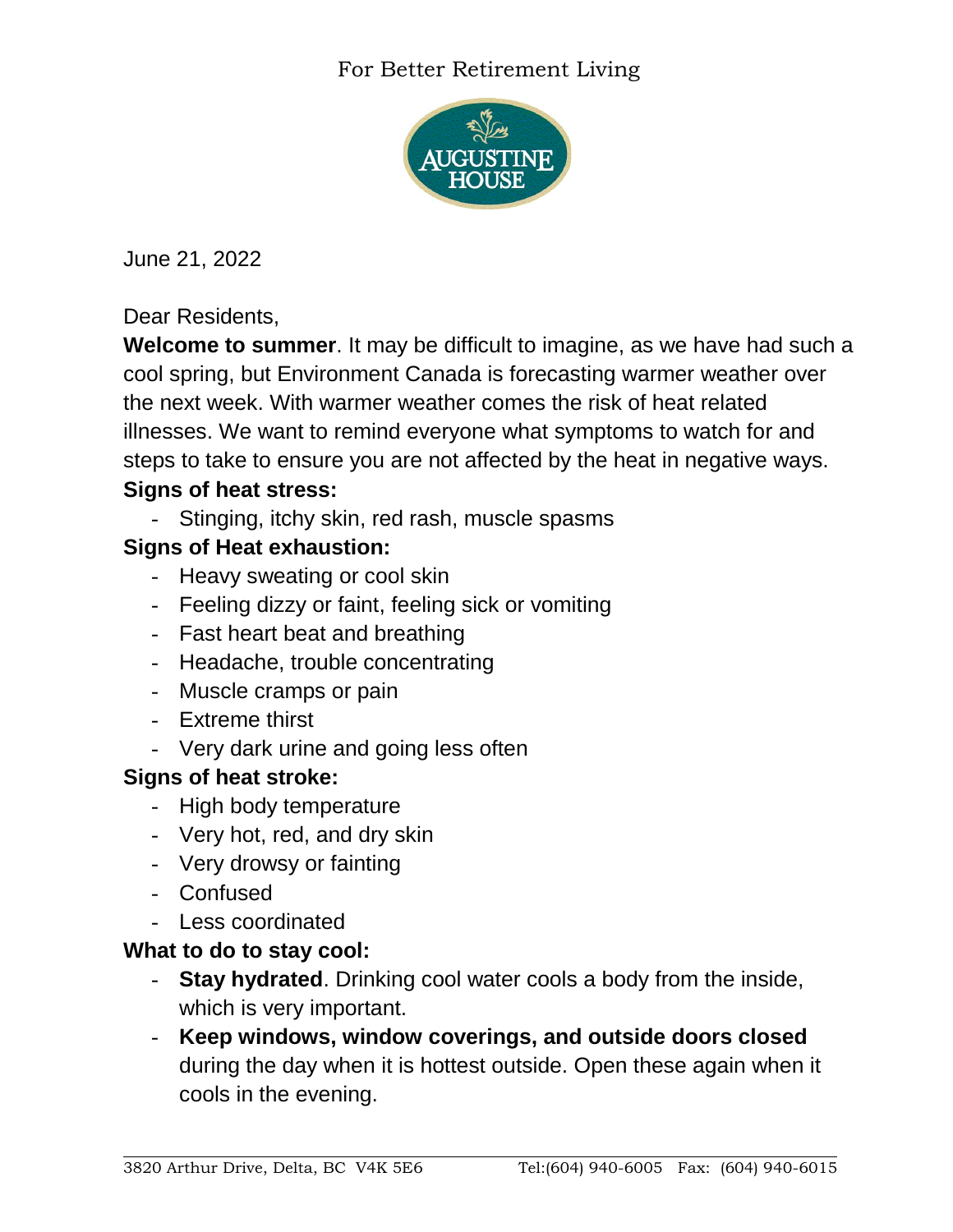For Better Retirement Living

AUGUSTINE HOUSE

June 21, 2022

Dear Residents,

**Welcome to summer**. It may be difficult to imagine, as we have had such a cool spring, but Environment Canada is forecasting warmer weather over the next week. With warmer weather comes the risk of heat related illnesses. We want to remind everyone what symptoms to watch for and steps to take to ensure you are not affected by the heat in negative ways.

**Signs of heat stress:**

- Stinging, itchy skin, red rash, muscle spasms

**Signs of Heat exhaustion:**

- Heavy sweating or cool skin
- Feeling dizzy or faint, feeling sick or vomiting
- Fast heart beat and breathing
- Headache, trouble concentrating
- Muscle cramps or pain
- Extreme thirst
- Very dark urine and going less often

**Signs of heat stroke:**

- High body temperature
- Very hot, red, and dry skin
- Very drowsy or fainting
- Confused
- Less coordinated

**What to do to stay cool:**

- **Stay hydrated**. Drinking cool water cools a body from the inside, which is very important.
- **Keep windows, window coverings, and outside doors closed** during the day when it is hottest outside. Open these again when it cools in the evening.

3820 Arthur Drive, Delta, BC V4K 5E6 Tel:(604) 940-6005 Fax: (604) 940-6015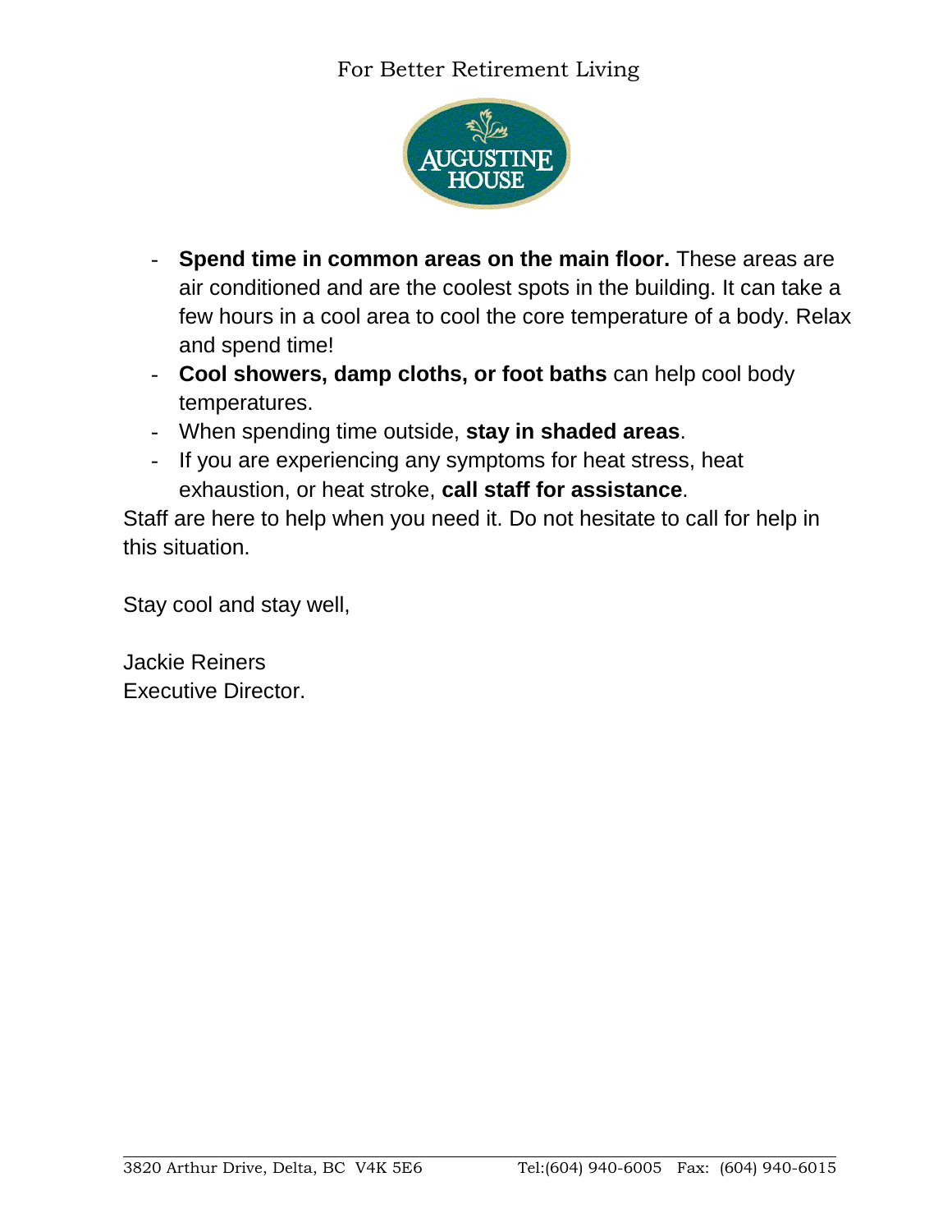- **Spend time in common areas on the main floor.** These areas are air conditioned and are the coolest spots in the building. It can take a few hours in a cool area to cool the core temperature of a body. Relax and spend time!
- **Cool showers, damp cloths, or foot baths** can help cool body temperatures.
- When spending time outside, **stay in shaded areas**.
- If you are experiencing any symptoms for heat stress, heat exhaustion, or heat stroke, **call staff for assistance**.

Staff are here to help when you need it. Do not hesitate to call for help in this situation.

Stay cool and stay well,

Jackie Reiners
Executive Director.